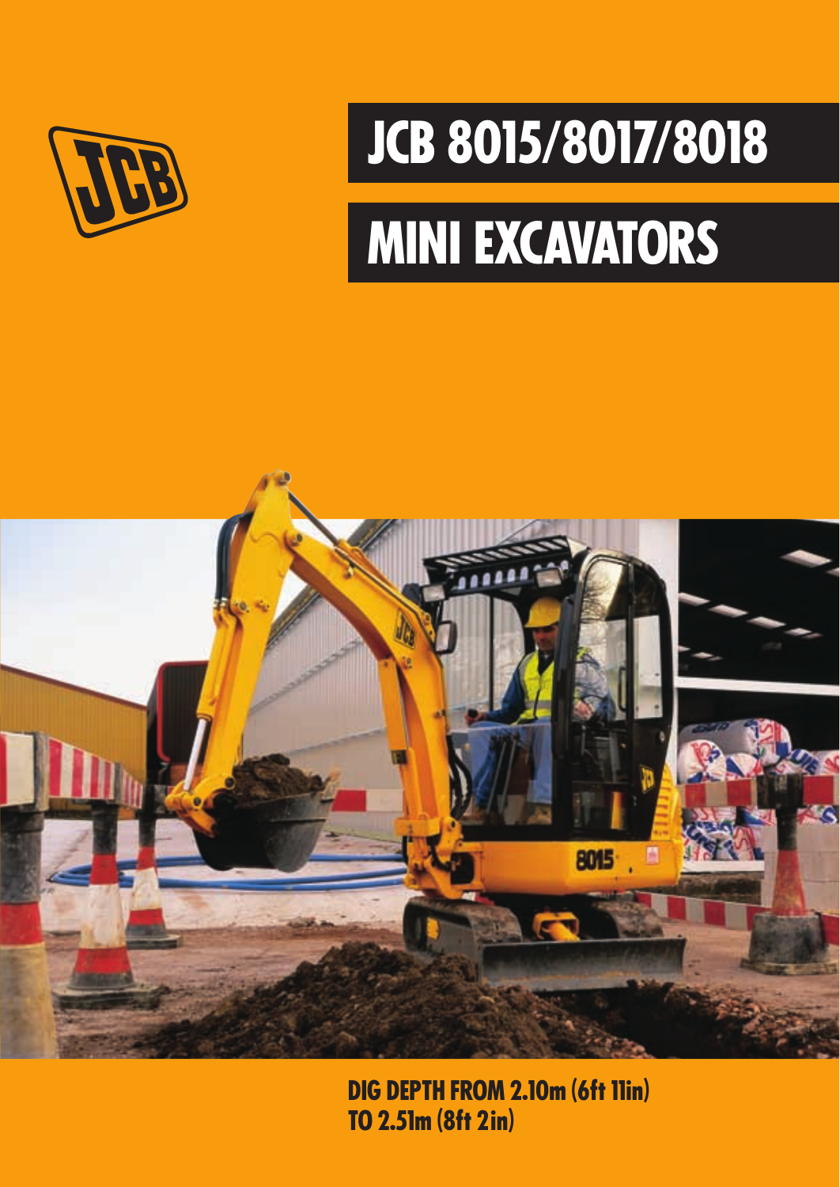# JCB 8015/8017/8018

# MINI EXCAVATORS

**DIG DEPTH FROM 2.10m (6ft 11in) TO 2.51m (8ft 2in)**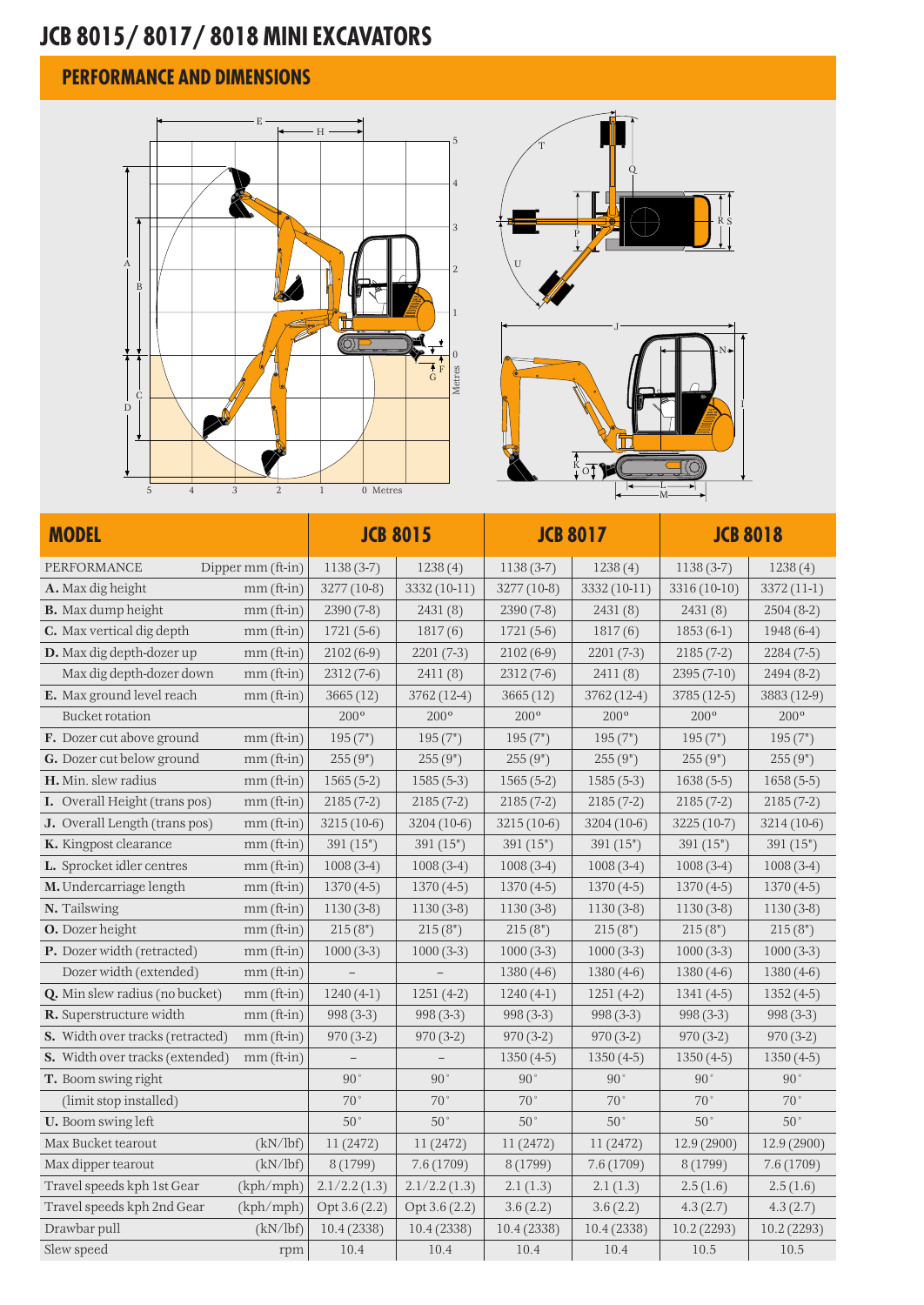# JCB 8015 / 8017 / 8018 MINI EXCAVATORS

## PERFORMANCE AND DIMENSIONS

| MODEL | | JCB 8015 | | JCB 8017 | | JCB 8018 | |
|---|---|---|---|---|---|---|---|
| PERFORMANCE | Dipper mm (ft-in) | 1138 (3-7) | 1238 (4) | 1138 (3-7) | 1238 (4) | 1138 (3-7) | 1238 (4) |
| **A.** Max dig height | mm (ft-in) | 3277 (10-8) | 3332 (10-11) | 3277 (10-8) | 3332 (10-11) | 3316 (10-10) | 3372 (11-1) |
| **B.** Max dump height | mm (ft-in) | 2390 (7-8) | 2431 (8) | 2390 (7-8) | 2431 (8) | 2431 (8) | 2504 (8-2) |
| **C.** Max vertical dig depth | mm (ft-in) | 1721 (5-6) | 1817 (6) | 1721 (5-6) | 1817 (6) | 1853 (6-1) | 1948 (6-4) |
| **D.** Max dig depth-dozer up | mm (ft-in) | 2102 (6-9) | 2201 (7-3) | 2102 (6-9) | 2201 (7-3) | 2185 (7-2) | 2284 (7-5) |
| Max dig depth-dozer down | mm (ft-in) | 2312 (7-6) | 2411 (8) | 2312 (7-6) | 2411 (8) | 2395 (7-10) | 2494 (8-2) |
| **E.** Max ground level reach | mm (ft-in) | 3665 (12) | 3762 (12-4) | 3665 (12) | 3762 (12-4) | 3785 (12-5) | 3883 (12-9) |
| Bucket rotation | | 200° | 200° | 200° | 200° | 200° | 200° |
| **F.** Dozer cut above ground | mm (ft-in) | 195 (7") | 195 (7") | 195 (7") | 195 (7") | 195 (7") | 195 (7") |
| **G.** Dozer cut below ground | mm (ft-in) | 255 (9") | 255 (9") | 255 (9") | 255 (9") | 255 (9") | 255 (9") |
| **H.** Min. slew radius | mm (ft-in) | 1565 (5-2) | 1585 (5-3) | 1565 (5-2) | 1585 (5-3) | 1638 (5-5) | 1658 (5-5) |
| **I.** Overall Height (trans pos) | mm (ft-in) | 2185 (7-2) | 2185 (7-2) | 2185 (7-2) | 2185 (7-2) | 2185 (7-2) | 2185 (7-2) |
| **J.** Overall Length (trans pos) | mm (ft-in) | 3215 (10-6) | 3204 (10-6) | 3215 (10-6) | 3204 (10-6) | 3225 (10-7) | 3214 (10-6) |
| **K.** Kingpost clearance | mm (ft-in) | 391 (15") | 391 (15") | 391 (15") | 391 (15") | 391 (15") | 391 (15") |
| **L.** Sprocket idler centres | mm (ft-in) | 1008 (3-4) | 1008 (3-4) | 1008 (3-4) | 1008 (3-4) | 1008 (3-4) | 1008 (3-4) |
| **M.** Undercarriage length | mm (ft-in) | 1370 (4-5) | 1370 (4-5) | 1370 (4-5) | 1370 (4-5) | 1370 (4-5) | 1370 (4-5) |
| **N.** Tailswing | mm (ft-in) | 1130 (3-8) | 1130 (3-8) | 1130 (3-8) | 1130 (3-8) | 1130 (3-8) | 1130 (3-8) |
| **O.** Dozer height | mm (ft-in) | 215 (8") | 215 (8") | 215 (8") | 215 (8") | 215 (8") | 215 (8") |
| **P.** Dozer width (retracted) | mm (ft-in) | 1000 (3-3) | 1000 (3-3) | 1000 (3-3) | 1000 (3-3) | 1000 (3-3) | 1000 (3-3) |
| Dozer width (extended) | mm (ft-in) | – | – | 1380 (4-6) | 1380 (4-6) | 1380 (4-6) | 1380 (4-6) |
| **Q.** Min slew radius (no bucket) | mm (ft-in) | 1240 (4-1) | 1251 (4-2) | 1240 (4-1) | 1251 (4-2) | 1341 (4-5) | 1352 (4-5) |
| **R.** Superstructure width | mm (ft-in) | 998 (3-3) | 998 (3-3) | 998 (3-3) | 998 (3-3) | 998 (3-3) | 998 (3-3) |
| **S.** Width over tracks (retracted) | mm (ft-in) | 970 (3-2) | 970 (3-2) | 970 (3-2) | 970 (3-2) | 970 (3-2) | 970 (3-2) |
| **S.** Width over tracks (extended) | mm (ft-in) | – | – | 1350 (4-5) | 1350 (4-5) | 1350 (4-5) | 1350 (4-5) |
| **T.** Boom swing right | | 90° | 90° | 90° | 90° | 90° | 90° |
| (limit stop installed) | | 70° | 70° | 70° | 70° | 70° | 70° |
| **U.** Boom swing left | | 50° | 50° | 50° | 50° | 50° | 50° |
| Max Bucket tearout | (kN/lbf) | 11 (2472) | 11 (2472) | 11 (2472) | 11 (2472) | 12.9 (2900) | 12.9 (2900) |
| Max dipper tearout | (kN/lbf) | 8 (1799) | 7.6 (1709) | 8 (1799) | 7.6 (1709) | 8 (1799) | 7.6 (1709) |
| Travel speeds kph 1st Gear | (kph/mph) | 2.1/2.2 (1.3) | 2.1/2.2 (1.3) | 2.1 (1.3) | 2.1 (1.3) | 2.5 (1.6) | 2.5 (1.6) |
| Travel speeds kph 2nd Gear | (kph/mph) | Opt 3.6 (2.2) | Opt 3.6 (2.2) | 3.6 (2.2) | 3.6 (2.2) | 4.3 (2.7) | 4.3 (2.7) |
| Drawbar pull | (kN/lbf) | 10.4 (2338) | 10.4 (2338) | 10.4 (2338) | 10.4 (2338) | 10.2 (2293) | 10.2 (2293) |
| Slew speed | rpm | 10.4 | 10.4 | 10.4 | 10.4 | 10.5 | 10.5 |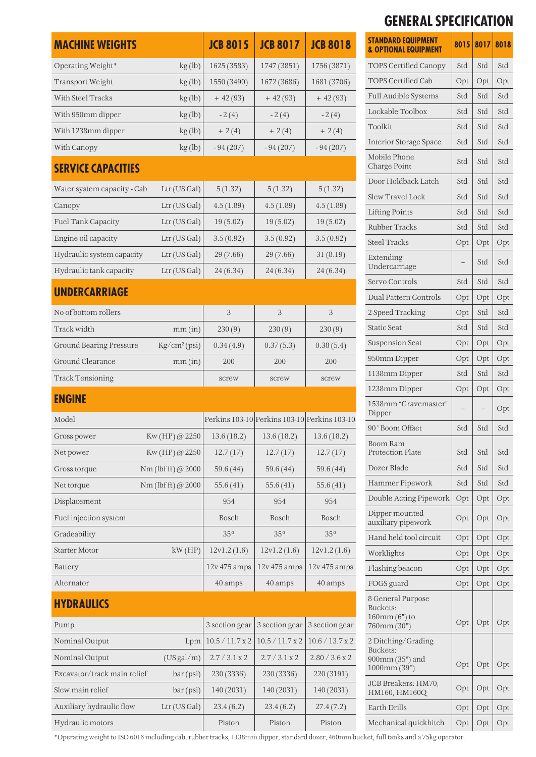# GENERAL SPECIFICATION

## MACHINE WEIGHTS

| MACHINE WEIGHTS | | JCB 8015 | JCB 8017 | JCB 8018 |
|---|---|---|---|---|
| Operating Weight* | kg (lb) | 1625 (3583) | 1747 (3851) | 1756 (3871) |
| Transport Weight | kg (lb) | 1550 (3490) | 1672 (3686) | 1681 (3706) |
| With Steel Tracks | kg (lb) | + 42 (93) | + 42 (93) | + 42 (93) |
| With 950mm dipper | kg (lb) | - 2 (4) | - 2 (4) | - 2 (4) |
| With 1238mm dipper | kg (lb) | + 2 (4) | + 2 (4) | + 2 (4) |
| With Canopy | kg (lb) | - 94 (207) | - 94 (207) | - 94 (207) |

## SERVICE CAPACITIES

| | | JCB 8015 | JCB 8017 | JCB 8018 |
|---|---|---|---|---|
| Water system capacity - Cab | Ltr (US Gal) | 5 (1.32) | 5 (1.32) | 5 (1.32) |
| Canopy | Ltr (US Gal) | 4.5 (1.89) | 4.5 (1.89) | 4.5 (1.89) |
| Fuel Tank Capacity | Ltr (US Gal) | 19 (5.02) | 19 (5.02) | 19 (5.02) |
| Engine oil capacity | Ltr (US Gal) | 3.5 (0.92) | 3.5 (0.92) | 3.5 (0.92) |
| Hydraulic system capacity | Ltr (US Gal) | 29 (7.66) | 29 (7.66) | 31 (8.19) |
| Hydraulic tank capacity | Ltr (US Gal) | 24 (6.34) | 24 (6.34) | 24 (6.34) |

## UNDERCARRIAGE

| | | JCB 8015 | JCB 8017 | JCB 8018 |
|---|---|---|---|---|
| No of bottom rollers | | 3 | 3 | 3 |
| Track width | mm (in) | 230 (9) | 230 (9) | 230 (9) |
| Ground Bearing Pressure | Kg/cm² (psi) | 0.34 (4.9) | 0.37 (5.3) | 0.38 (5.4) |
| Ground Clearance | mm (in) | 200 | 200 | 200 |
| Track Tensioning | | screw | screw | screw |

## ENGINE

| | | JCB 8015 | JCB 8017 | JCB 8018 |
|---|---|---|---|---|
| Model | | Perkins 103-10 | Perkins 103-10 | Perkins 103-10 |
| Gross power | Kw (HP) @ 2250 | 13.6 (18.2) | 13.6 (18.2) | 13.6 (18.2) |
| Net power | Kw (HP) @ 2250 | 12.7 (17) | 12.7 (17) | 12.7 (17) |
| Gross torque | Nm (lbf ft) @ 2000 | 59.6 (44) | 59.6 (44) | 59.6 (44) |
| Net torque | Nm (lbf ft) @ 2000 | 55.6 (41) | 55.6 (41) | 55.6 (41) |
| Displacement | | 954 | 954 | 954 |
| Fuel injection system | | Bosch | Bosch | Bosch |
| Gradeability | | 35º | 35º | 35º |
| Starter Motor | kW (HP) | 12v1.2 (1.6) | 12v1.2 (1.6) | 12v1.2 (1.6) |
| Battery | | 12v 475 amps | 12v 475 amps | 12v 475 amps |
| Alternator | | 40 amps | 40 amps | 40 amps |

## HYDRAULICS

| | | JCB 8015 | JCB 8017 | JCB 8018 |
|---|---|---|---|---|
| Pump | | 3 section gear | 3 section gear | 3 section gear |
| Nominal Output | Lpm | 10.5 / 11.7 x 2 | 10.5 / 11.7 x 2 | 10.6 / 13.7 x 2 |
| Nominal Output | (US gal/m) | 2.7 / 3.1 x 2 | 2.7 / 3.1 x 2 | 2.80 / 3.6 x 2 |
| Excavator/track main relief | bar (psi) | 230 (3336) | 230 (3336) | 220 (3191) |
| Slew main relief | bar (psi) | 140 (2031) | 140 (2031) | 140 (2031) |
| Auxiliary hydraulic flow | Ltr (US Gal) | 23.4 (6.2) | 23.4 (6.2) | 27.4 (7.2) |
| Hydraulic motors | | Piston | Piston | Piston |

*Operating weight to ISO 6016 including cab, rubber tracks, 1138mm dipper, standard dozer, 460mm bucket, full tanks and a 75kg operator.

## STANDARD EQUIPMENT & OPTIONAL EQUIPMENT

| STANDARD EQUIPMENT & OPTIONAL EQUIPMENT | 8015 | 8017 | 8018 |
|---|---|---|---|
| TOPS Certified Canopy | Std | Std | Std |
| TOPS Certified Cab | Opt | Opt | Opt |
| Full Audible Systems | Std | Std | Std |
| Lockable Toolbox | Std | Std | Std |
| Toolkit | Std | Std | Std |
| Interior Storage Space | Std | Std | Std |
| Mobile Phone Charge Point | Std | Std | Std |
| Door Holdback Latch | Std | Std | Std |
| Slew Travel Lock | Std | Std | Std |
| Lifting Points | Std | Std | Std |
| Rubber Tracks | Std | Std | Std |
| Steel Tracks | Opt | Opt | Opt |
| Extending Undercarriage | – | Std | Std |
| Servo Controls | Std | Std | Std |
| Dual Pattern Controls | Opt | Opt | Opt |
| 2 Speed Tracking | Opt | Std | Std |
| Static Seat | Std | Std | Std |
| Suspension Seat | Opt | Opt | Opt |
| 950mm Dipper | Opt | Opt | Opt |
| 1138mm Dipper | Std | Std | Std |
| 1238mm Dipper | Opt | Opt | Opt |
| 1538mm "Gravemaster" Dipper | – | – | Opt |
| 90˚ Boom Offset | Std | Std | Std |
| Boom Ram Protection Plate | Std | Std | Std |
| Dozer Blade | Std | Std | Std |
| Hammer Pipework | Std | Std | Std |
| Double Acting Pipework | Opt | Opt | Opt |
| Dipper mounted auxiliary pipework | Opt | Opt | Opt |
| Hand held tool circuit | Opt | Opt | Opt |
| Worklights | Opt | Opt | Opt |
| Flashing beacon | Opt | Opt | Opt |
| FOGS guard | Opt | Opt | Opt |
| 8 General Purpose Buckets: 160mm (6") to 760mm (30") | Opt | Opt | Opt |
| 2 Ditching/Grading Buckets: 900mm (35") and 1000mm (39") | Opt | Opt | Opt |
| JCB Breakers: HM70, HM160, HM160Q | Opt | Opt | Opt |
| Earth Drills | Opt | Opt | Opt |
| Mechanical quickhitch | Opt | Opt | Opt |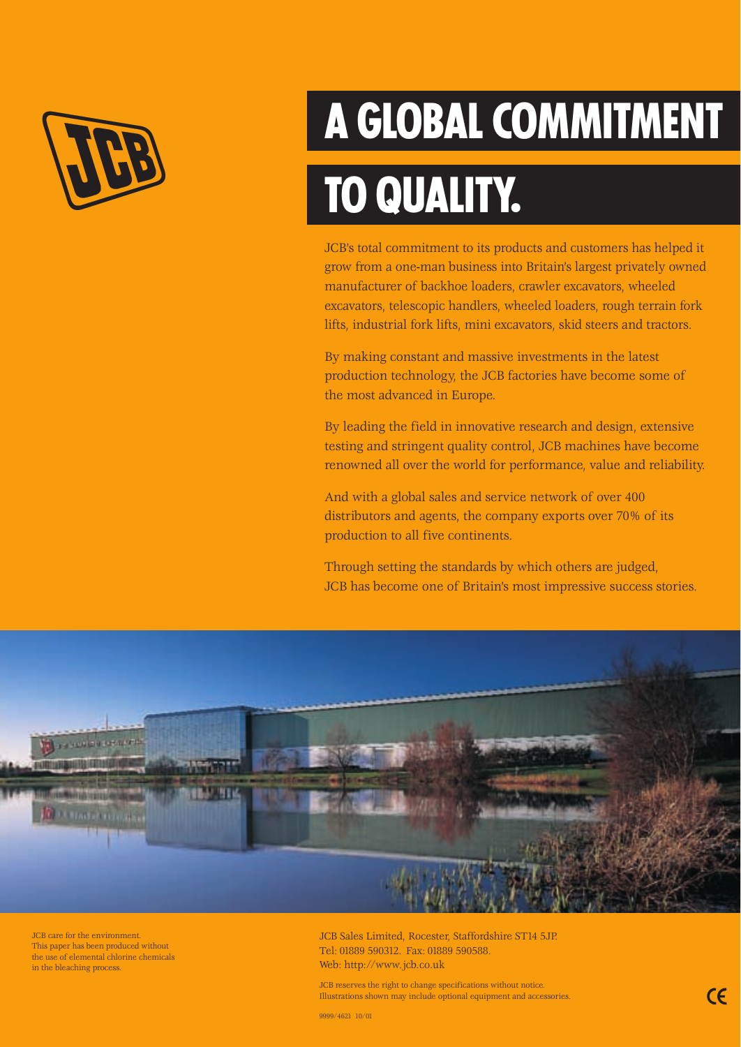# A GLOBAL COMMITMENT TO QUALITY.

JCB's total commitment to its products and customers has helped it grow from a one-man business into Britain's largest privately owned manufacturer of backhoe loaders, crawler excavators, wheeled excavators, telescopic handlers, wheeled loaders, rough terrain fork lifts, industrial fork lifts, mini excavators, skid steers and tractors.

By making constant and massive investments in the latest production technology, the JCB factories have become some of the most advanced in Europe.

By leading the field in innovative research and design, extensive testing and stringent quality control, JCB machines have become renowned all over the world for performance, value and reliability.

And with a global sales and service network of over 400 distributors and agents, the company exports over 70% of its production to all five continents.

Through setting the standards by which others are judged, JCB has become one of Britain's most impressive success stories.

JCB care for the environment. This paper has been produced without the use of elemental chlorine chemicals in the bleaching process.

JCB Sales Limited, Rocester, Staffordshire ST14 5JP.
Tel: 01889 590312. Fax: 01889 590588.
Web: http://www.jcb.co.uk

JCB reserves the right to change specifications without notice.
Illustrations shown may include optional equipment and accessories.

9999/4621 10/01